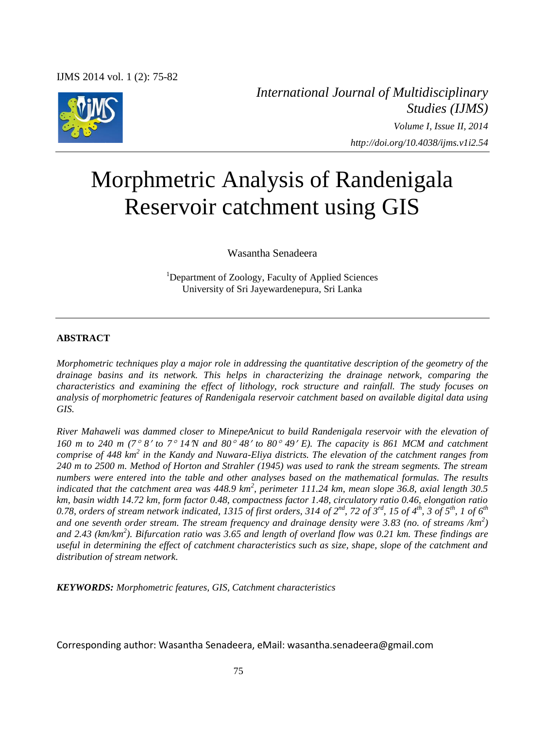*International Journal of Multidisciplinary Studies (IJMS)*
*Volume I, Issue II, 2014*
*http://doi.org/10.4038/ijms.v1i2.54*

# Morphmetric Analysis of Randenigala Reservoir catchment using GIS

Wasantha Senadeera

[1]Department of Zoology, Faculty of Applied Sciences
University of Sri Jayewardenepura, Sri Lanka

## ABSTRACT

*Morphometric techniques play a major role in addressing the quantitative description of the geometry of the drainage basins and its network. This helps in characterizing the drainage network, comparing the characteristics and examining the effect of lithology, rock structure and rainfall. The study focuses on analysis of morphometric features of Randenigala reservoir catchment based on available digital data using GIS.*

*River Mahaweli was dammed closer to MinepeAnicut to build Randenigala reservoir with the elevation of 160 m to 240 m (7° 8′ to 7° 14′N and 80° 48′ to 80° 49′ E). The capacity is 861 MCM and catchment comprise of 448 km$^2$ in the Kandy and Nuwara-Eliya districts. The elevation of the catchment ranges from 240 m to 2500 m. Method of Horton and Strahler (1945) was used to rank the stream segments. The stream numbers were entered into the table and other analyses based on the mathematical formulas. The results indicated that the catchment area was 448.9 km$^2$, perimeter 111.24 km, mean slope 36.8, axial length 30.5 km, basin width 14.72 km, form factor 0.48, compactness factor 1.48, circulatory ratio 0.46, elongation ratio 0.78, orders of stream network indicated, 1315 of first orders, 314 of 2$^{nd}$, 72 of 3$^{rd}$, 15 of 4$^{th}$, 3 of 5$^{th}$, 1 of 6$^{th}$ and one seventh order stream. The stream frequency and drainage density were 3.83 (no. of streams /km$^2$) and 2.43 (km/km$^2$). Bifurcation ratio was 3.65 and length of overland flow was 0.21 km. These findings are useful in determining the effect of catchment characteristics such as size, shape, slope of the catchment and distribution of stream network.*

***KEYWORDS:*** *Morphometric features, GIS, Catchment characteristics*

Corresponding author: Wasantha Senadeera, eMail: wasantha.senadeera@gmail.com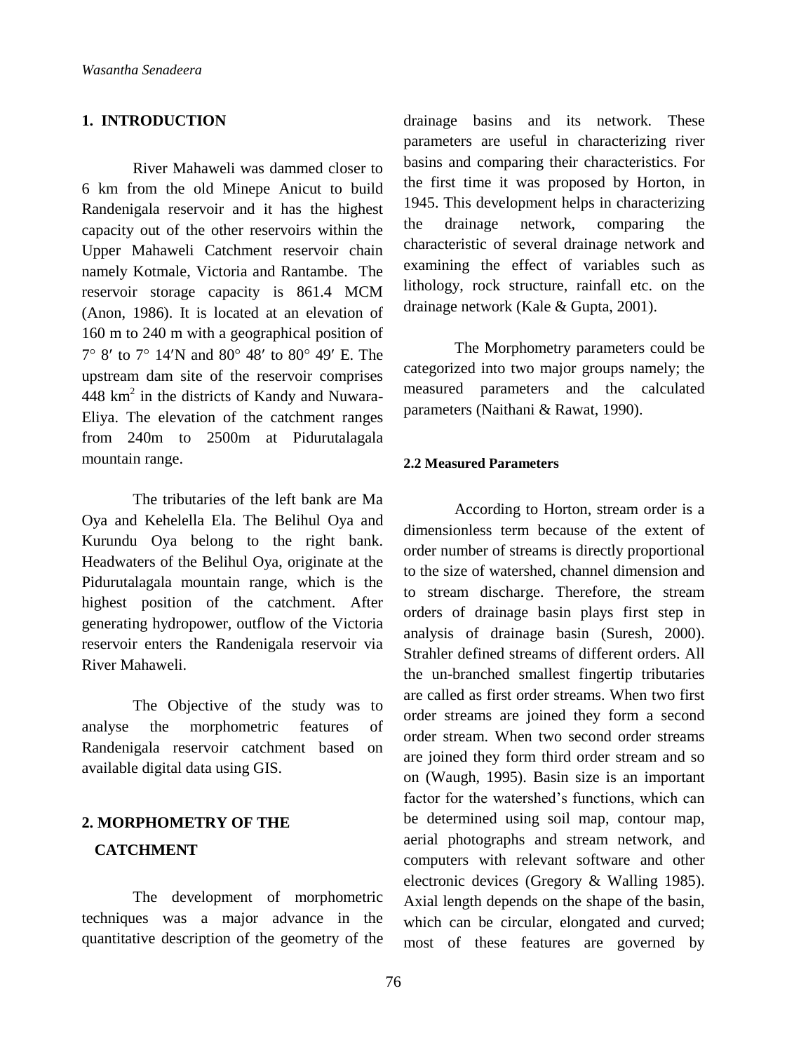## 1. INTRODUCTION

River Mahaweli was dammed closer to 6 km from the old Minepe Anicut to build Randenigala reservoir and it has the highest capacity out of the other reservoirs within the Upper Mahaweli Catchment reservoir chain namely Kotmale, Victoria and Rantambe. The reservoir storage capacity is 861.4 MCM (Anon, 1986). It is located at an elevation of 160 m to 240 m with a geographical position of 7° 8′ to 7° 14′N and 80° 48′ to 80° 49′ E. The upstream dam site of the reservoir comprises 448 $km^2$ in the districts of Kandy and Nuwara-Eliya. The elevation of the catchment ranges from 240m to 2500m at Pidurutalagala mountain range.

The tributaries of the left bank are Ma Oya and Kehelella Ela. The Belihul Oya and Kurundu Oya belong to the right bank. Headwaters of the Belihul Oya, originate at the Pidurutalagala mountain range, which is the highest position of the catchment. After generating hydropower, outflow of the Victoria reservoir enters the Randenigala reservoir via River Mahaweli.

The Objective of the study was to analyse the morphometric features of Randenigala reservoir catchment based on available digital data using GIS.

## 2. MORPHOMETRY OF THE CATCHMENT

The development of morphometric techniques was a major advance in the quantitative description of the geometry of the drainage basins and its network. These parameters are useful in characterizing river basins and comparing their characteristics. For the first time it was proposed by Horton, in 1945. This development helps in characterizing the drainage network, comparing the characteristic of several drainage network and examining the effect of variables such as lithology, rock structure, rainfall etc. on the drainage network (Kale & Gupta, 2001).

The Morphometry parameters could be categorized into two major groups namely; the measured parameters and the calculated parameters (Naithani & Rawat, 1990).

### 2.2 Measured Parameters

According to Horton, stream order is a dimensionless term because of the extent of order number of streams is directly proportional to the size of watershed, channel dimension and to stream discharge. Therefore, the stream orders of drainage basin plays first step in analysis of drainage basin (Suresh, 2000). Strahler defined streams of different orders. All the un-branched smallest fingertip tributaries are called as first order streams. When two first order streams are joined they form a second order stream. When two second order streams are joined they form third order stream and so on (Waugh, 1995). Basin size is an important factor for the watershed's functions, which can be determined using soil map, contour map, aerial photographs and stream network, and computers with relevant software and other electronic devices (Gregory & Walling 1985). Axial length depends on the shape of the basin, which can be circular, elongated and curved; most of these features are governed by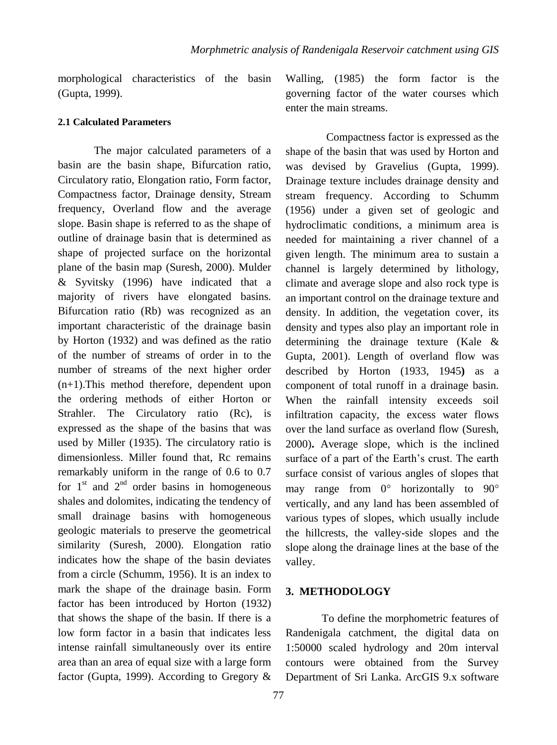morphological characteristics of the basin (Gupta, 1999).

### 2.1 Calculated Parameters

The major calculated parameters of a basin are the basin shape, Bifurcation ratio, Circulatory ratio, Elongation ratio, Form factor, Compactness factor, Drainage density, Stream frequency, Overland flow and the average slope. Basin shape is referred to as the shape of outline of drainage basin that is determined as shape of projected surface on the horizontal plane of the basin map (Suresh, 2000). Mulder & Syvitsky (1996) have indicated that a majority of rivers have elongated basins. Bifurcation ratio (Rb) was recognized as an important characteristic of the drainage basin by Horton (1932) and was defined as the ratio of the number of streams of order in to the number of streams of the next higher order (n+1).This method therefore, dependent upon the ordering methods of either Horton or Strahler. The Circulatory ratio (Rc), is expressed as the shape of the basins that was used by Miller (1935). The circulatory ratio is dimensionless. Miller found that, Rc remains remarkably uniform in the range of 0.6 to 0.7 for 1st and 2nd order basins in homogeneous shales and dolomites, indicating the tendency of small drainage basins with homogeneous geologic materials to preserve the geometrical similarity (Suresh, 2000). Elongation ratio indicates how the shape of the basin deviates from a circle (Schumm, 1956). It is an index to mark the shape of the drainage basin. Form factor has been introduced by Horton (1932) that shows the shape of the basin. If there is a low form factor in a basin that indicates less intense rainfall simultaneously over its entire area than an area of equal size with a large form factor (Gupta, 1999). According to Gregory & Walling, (1985) the form factor is the governing factor of the water courses which enter the main streams.

Compactness factor is expressed as the shape of the basin that was used by Horton and was devised by Gravelius (Gupta, 1999). Drainage texture includes drainage density and stream frequency. According to Schumm (1956) under a given set of geologic and hydroclimatic conditions, a minimum area is needed for maintaining a river channel of a given length. The minimum area to sustain a channel is largely determined by lithology, climate and average slope and also rock type is an important control on the drainage texture and density. In addition, the vegetation cover, its density and types also play an important role in determining the drainage texture (Kale & Gupta, 2001). Length of overland flow was described by Horton (1933, 1945**)** as a component of total runoff in a drainage basin. When the rainfall intensity exceeds soil infiltration capacity, the excess water flows over the land surface as overland flow (Suresh, 2000)**.** Average slope, which is the inclined surface of a part of the Earth's crust. The earth surface consist of various angles of slopes that may range from 0° horizontally to 90° vertically, and any land has been assembled of various types of slopes, which usually include the hillcrests, the valley-side slopes and the slope along the drainage lines at the base of the valley.

## 3. METHODOLOGY

To define the morphometric features of Randenigala catchment, the digital data on 1:50000 scaled hydrology and 20m interval contours were obtained from the Survey Department of Sri Lanka. ArcGIS 9.x software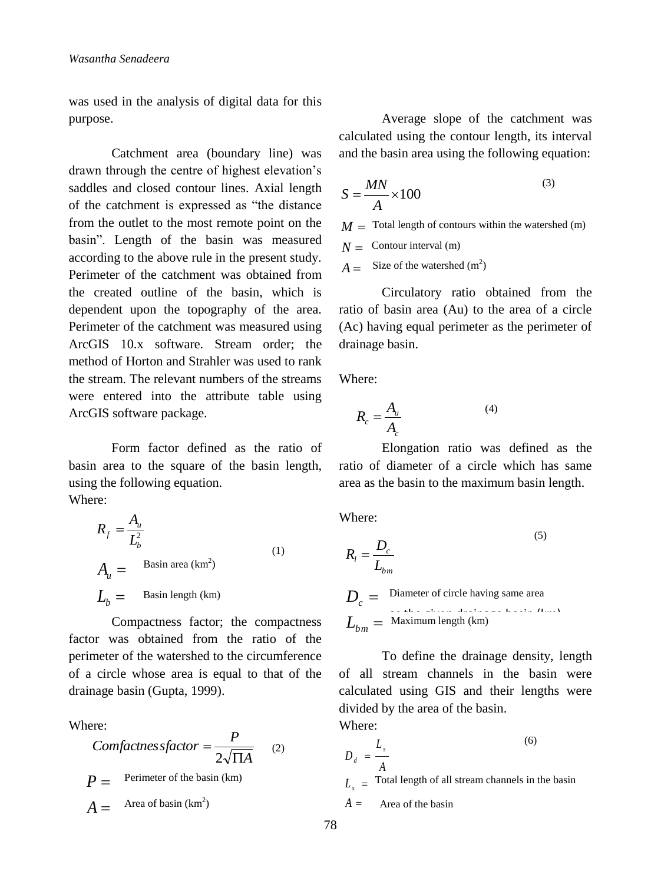was used in the analysis of digital data for this purpose.

Catchment area (boundary line) was drawn through the centre of highest elevation's saddles and closed contour lines. Axial length of the catchment is expressed as "the distance from the outlet to the most remote point on the basin". Length of the basin was measured according to the above rule in the present study. Perimeter of the catchment was obtained from the created outline of the basin, which is dependent upon the topography of the area. Perimeter of the catchment was measured using ArcGIS 10.x software. Stream order; the method of Horton and Strahler was used to rank the stream. The relevant numbers of the streams were entered into the attribute table using ArcGIS software package.

Form factor defined as the ratio of basin area to the square of the basin length, using the following equation.

Where:

$$R_f = \frac{A_u}{L_b^2} \quad (1)$$

$A_u =$ Basin area (km$^2$)

$L_b =$ Basin length (km)

Compactness factor; the compactness factor was obtained from the ratio of the perimeter of the watershed to the circumference of a circle whose area is equal to that of the drainage basin (Gupta, 1999).

Where:

$$Comfactnessfactor = \frac{P}{2\sqrt{\Pi A}} \quad (2)$$

$P =$ Perimeter of the basin (km)

$A =$ Area of basin (km$^2$)

Average slope of the catchment was calculated using the contour length, its interval and the basin area using the following equation:

$$S = \frac{MN}{A} \times 100 \quad (3)$$

$M =$ Total length of contours within the watershed (m)

$N =$ Contour interval (m)

$A =$ Size of the watershed (m$^2$)

Circulatory ratio obtained from the ratio of basin area (Au) to the area of a circle (Ac) having equal perimeter as the perimeter of drainage basin.

Where:

$$R_c = \frac{A_u}{A_c} \quad (4)$$

Elongation ratio was defined as the ratio of diameter of a circle which has same area as the basin to the maximum basin length.

Where:

$$R_l = \frac{D_c}{L_{bm}} \quad (5)$$

$D_c =$ Diameter of circle having same area as the given drainage basin (km)

$L_{bm} =$ Maximum length (km)

To define the drainage density, length of all stream channels in the basin were calculated using GIS and their lengths were divided by the area of the basin.

Where:

$$D_d = \frac{L_s}{A} \quad (6)$$

$L_s =$ Total length of all stream channels in the basin

$A =$ Area of the basin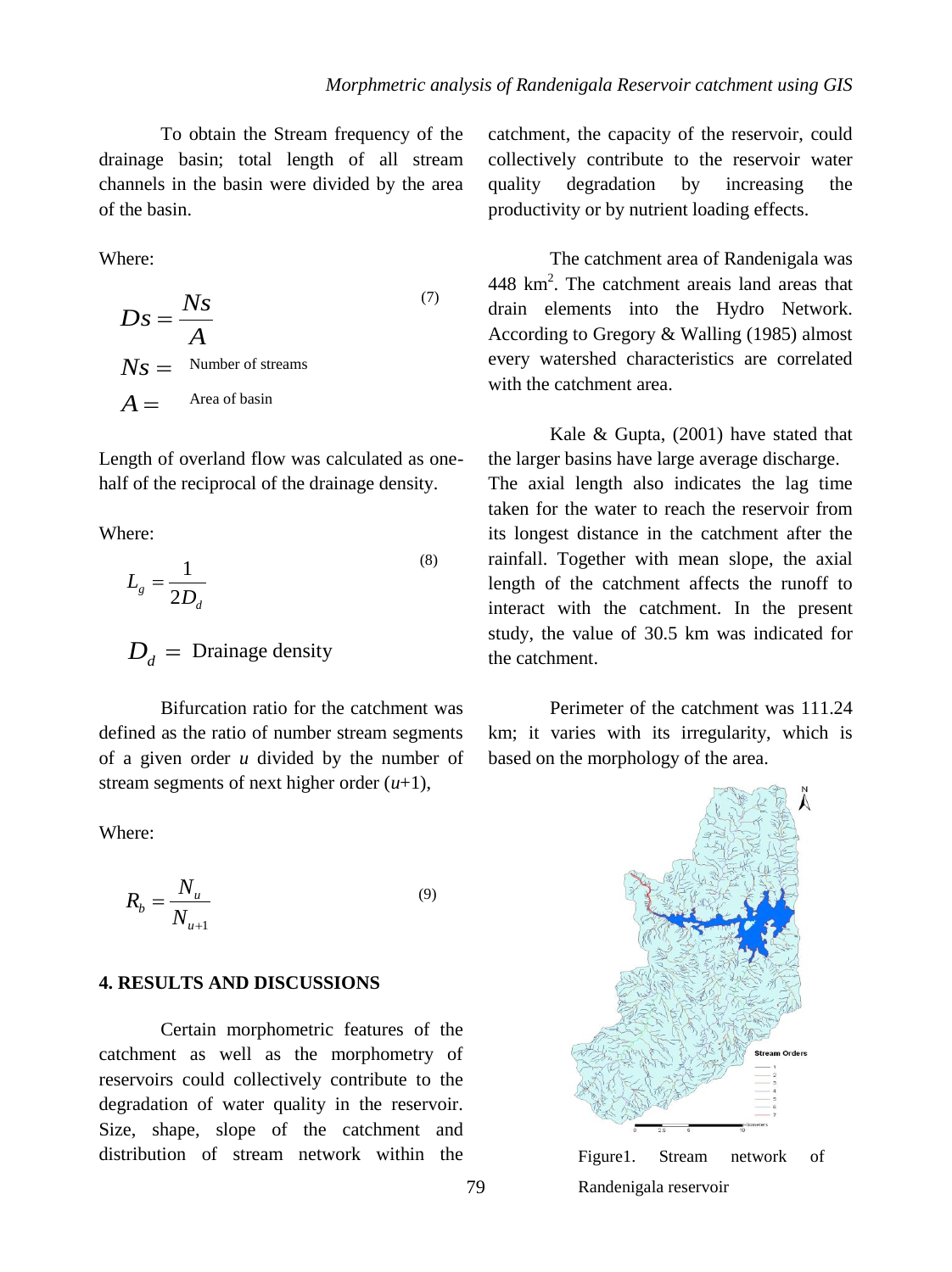To obtain the Stream frequency of the drainage basin; total length of all stream channels in the basin were divided by the area of the basin.

Where:

$$Ds = \frac{Ns}{A} \tag{7}$$

$Ns =$ Number of streams

$A =$ Area of basin

Length of overland flow was calculated as one-half of the reciprocal of the drainage density.

Where:

$$L_g = \frac{1}{2D_d} \tag{8}$$

$D_d =$ Drainage density

Bifurcation ratio for the catchment was defined as the ratio of number stream segments of a given order *u* divided by the number of stream segments of next higher order (*u*+1),

Where:

$$R_b = \frac{N_u}{N_{u+1}} \tag{9}$$

**4. RESULTS AND DISCUSSIONS**

Certain morphometric features of the catchment as well as the morphometry of reservoirs could collectively contribute to the degradation of water quality in the reservoir. Size, shape, slope of the catchment and distribution of stream network within the catchment, the capacity of the reservoir, could collectively contribute to the reservoir water quality degradation by increasing the productivity or by nutrient loading effects.

The catchment area of Randenigala was 448 $km^2$. The catchment areais land areas that drain elements into the Hydro Network. According to Gregory & Walling (1985) almost every watershed characteristics are correlated with the catchment area.

Kale & Gupta, (2001) have stated that the larger basins have large average discharge. The axial length also indicates the lag time taken for the water to reach the reservoir from its longest distance in the catchment after the rainfall. Together with mean slope, the axial length of the catchment affects the runoff to interact with the catchment. In the present study, the value of 30.5 km was indicated for the catchment.

Perimeter of the catchment was 111.24 km; it varies with its irregularity, which is based on the morphology of the area.

Figure1. Stream network of Randenigala reservoir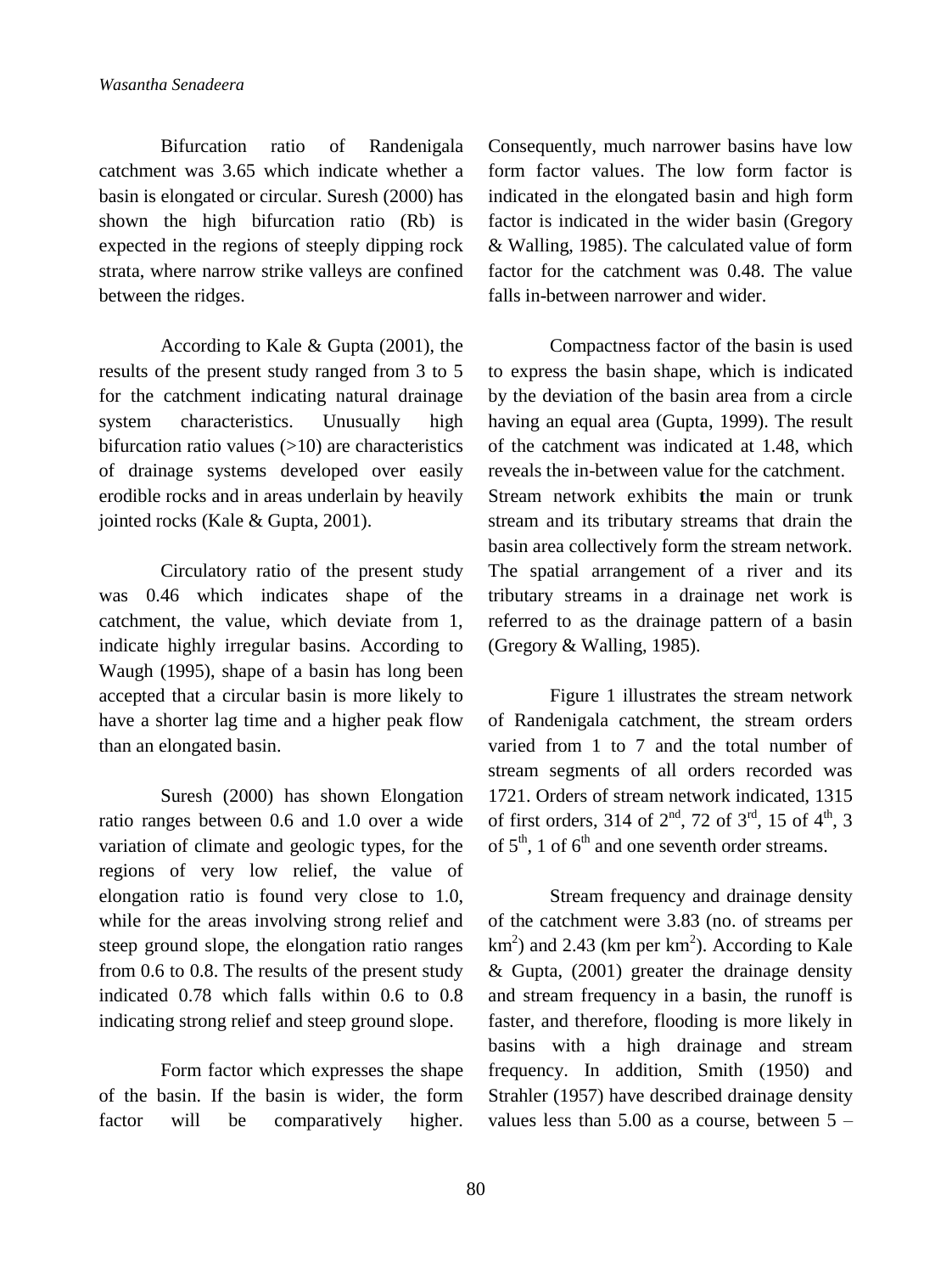Bifurcation ratio of Randenigala catchment was 3.65 which indicate whether a basin is elongated or circular. Suresh (2000) has shown the high bifurcation ratio (Rb) is expected in the regions of steeply dipping rock strata, where narrow strike valleys are confined between the ridges.

According to Kale & Gupta (2001), the results of the present study ranged from 3 to 5 for the catchment indicating natural drainage system characteristics. Unusually high bifurcation ratio values (>10) are characteristics of drainage systems developed over easily erodible rocks and in areas underlain by heavily jointed rocks (Kale & Gupta, 2001).

Circulatory ratio of the present study was 0.46 which indicates shape of the catchment, the value, which deviate from 1, indicate highly irregular basins. According to Waugh (1995), shape of a basin has long been accepted that a circular basin is more likely to have a shorter lag time and a higher peak flow than an elongated basin.

Suresh (2000) has shown Elongation ratio ranges between 0.6 and 1.0 over a wide variation of climate and geologic types, for the regions of very low relief, the value of elongation ratio is found very close to 1.0, while for the areas involving strong relief and steep ground slope, the elongation ratio ranges from 0.6 to 0.8. The results of the present study indicated 0.78 which falls within 0.6 to 0.8 indicating strong relief and steep ground slope.

Form factor which expresses the shape of the basin. If the basin is wider, the form factor will be comparatively higher. Consequently, much narrower basins have low form factor values. The low form factor is indicated in the elongated basin and high form factor is indicated in the wider basin (Gregory & Walling, 1985). The calculated value of form factor for the catchment was 0.48. The value falls in-between narrower and wider.

Compactness factor of the basin is used to express the basin shape, which is indicated by the deviation of the basin area from a circle having an equal area (Gupta, 1999). The result of the catchment was indicated at 1.48, which reveals the in-between value for the catchment. Stream network exhibits the main or trunk stream and its tributary streams that drain the basin area collectively form the stream network. The spatial arrangement of a river and its tributary streams in a drainage net work is referred to as the drainage pattern of a basin (Gregory & Walling, 1985).

Figure 1 illustrates the stream network of Randenigala catchment, the stream orders varied from 1 to 7 and the total number of stream segments of all orders recorded was 1721. Orders of stream network indicated, 1315 of first orders, 314 of 2$^{nd}$, 72 of 3$^{rd}$, 15 of 4$^{th}$, 3 of 5$^{th}$, 1 of 6$^{th}$ and one seventh order streams.

Stream frequency and drainage density of the catchment were 3.83 (no. of streams per $km^2$) and 2.43 (km per $km^2$). According to Kale & Gupta, (2001) greater the drainage density and stream frequency in a basin, the runoff is faster, and therefore, flooding is more likely in basins with a high drainage and stream frequency. In addition, Smith (1950) and Strahler (1957) have described drainage density values less than 5.00 as a course, between 5 –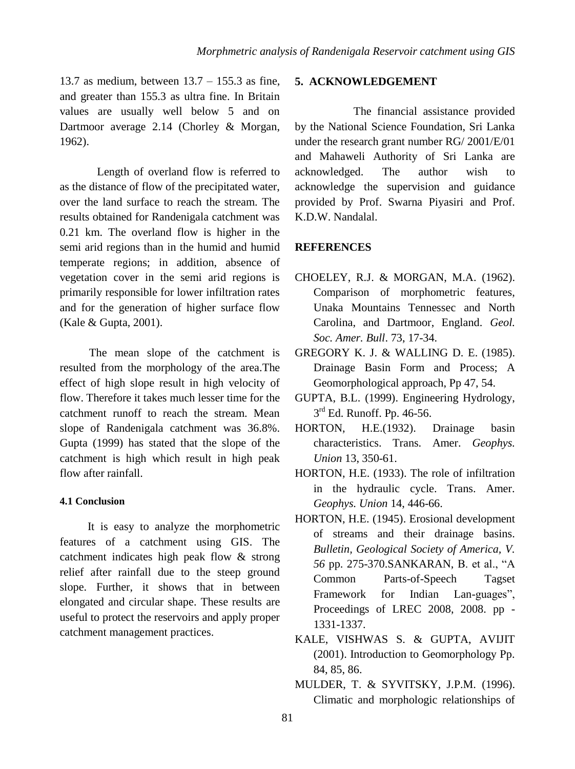13.7 as medium, between 13.7 – 155.3 as fine, and greater than 155.3 as ultra fine. In Britain values are usually well below 5 and on Dartmoor average 2.14 (Chorley & Morgan, 1962).

Length of overland flow is referred to as the distance of flow of the precipitated water, over the land surface to reach the stream. The results obtained for Randenigala catchment was 0.21 km. The overland flow is higher in the semi arid regions than in the humid and humid temperate regions; in addition, absence of vegetation cover in the semi arid regions is primarily responsible for lower infiltration rates and for the generation of higher surface flow (Kale & Gupta, 2001).

The mean slope of the catchment is resulted from the morphology of the area.The effect of high slope result in high velocity of flow. Therefore it takes much lesser time for the catchment runoff to reach the stream. Mean slope of Randenigala catchment was 36.8%. Gupta (1999) has stated that the slope of the catchment is high which result in high peak flow after rainfall.

#### 4.1 Conclusion

It is easy to analyze the morphometric features of a catchment using GIS. The catchment indicates high peak flow & strong relief after rainfall due to the steep ground slope. Further, it shows that in between elongated and circular shape. These results are useful to protect the reservoirs and apply proper catchment management practices.

## 5. ACKNOWLEDGEMENT

The financial assistance provided by the National Science Foundation, Sri Lanka under the research grant number RG/ 2001/E/01 and Mahaweli Authority of Sri Lanka are acknowledged. The author wish to acknowledge the supervision and guidance provided by Prof. Swarna Piyasiri and Prof. K.D.W. Nandalal.

## REFERENCES

CHOELEY, R.J. & MORGAN, M.A. (1962). Comparison of morphometric features, Unaka Mountains Tennessec and North Carolina, and Dartmoor, England. *Geol. Soc. Amer. Bull*. 73, 17-34.

GREGORY K. J. & WALLING D. E. (1985). Drainage Basin Form and Process; A Geomorphological approach, Pp 47, 54.

GUPTA, B.L. (1999). Engineering Hydrology, 3rd Ed. Runoff. Pp. 46-56.

HORTON, H.E.(1932). Drainage basin characteristics. Trans. Amer. *Geophys. Union* 13, 350-61.

HORTON, H.E. (1933). The role of infiltration in the hydraulic cycle. Trans. Amer. *Geophys. Union* 14, 446-66.

HORTON, H.E. (1945). Erosional development of streams and their drainage basins. *Bulletin, Geological Society of America, V. 56* pp. 275-370.SANKARAN, B. et al., "A Common Parts-of-Speech Tagset Framework for Indian Lan-guages", Proceedings of LREC 2008, 2008. pp - 1331-1337.

KALE, VISHWAS S. & GUPTA, AVIJIT (2001). Introduction to Geomorphology Pp. 84, 85, 86.

MULDER, T. & SYVITSKY, J.P.M. (1996). Climatic and morphologic relationships of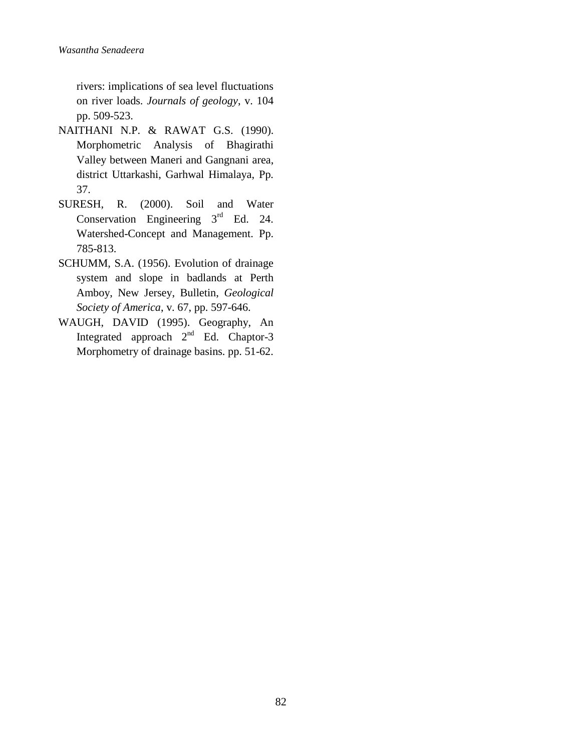rivers: implications of sea level fluctuations on river loads. *Journals of geology*, v. 104 pp. 509-523.

NAITHANI N.P. & RAWAT G.S. (1990). Morphometric Analysis of Bhagirathi Valley between Maneri and Gangnani area, district Uttarkashi, Garhwal Himalaya, Pp. 37.

SURESH, R. (2000). Soil and Water Conservation Engineering 3rd Ed. 24. Watershed-Concept and Management. Pp. 785-813.

SCHUMM, S.A. (1956). Evolution of drainage system and slope in badlands at Perth Amboy, New Jersey, Bulletin, *Geological Society of America*, v. 67, pp. 597-646.

WAUGH, DAVID (1995). Geography, An Integrated approach 2nd Ed. Chaptor-3 Morphometry of drainage basins. pp. 51-62.